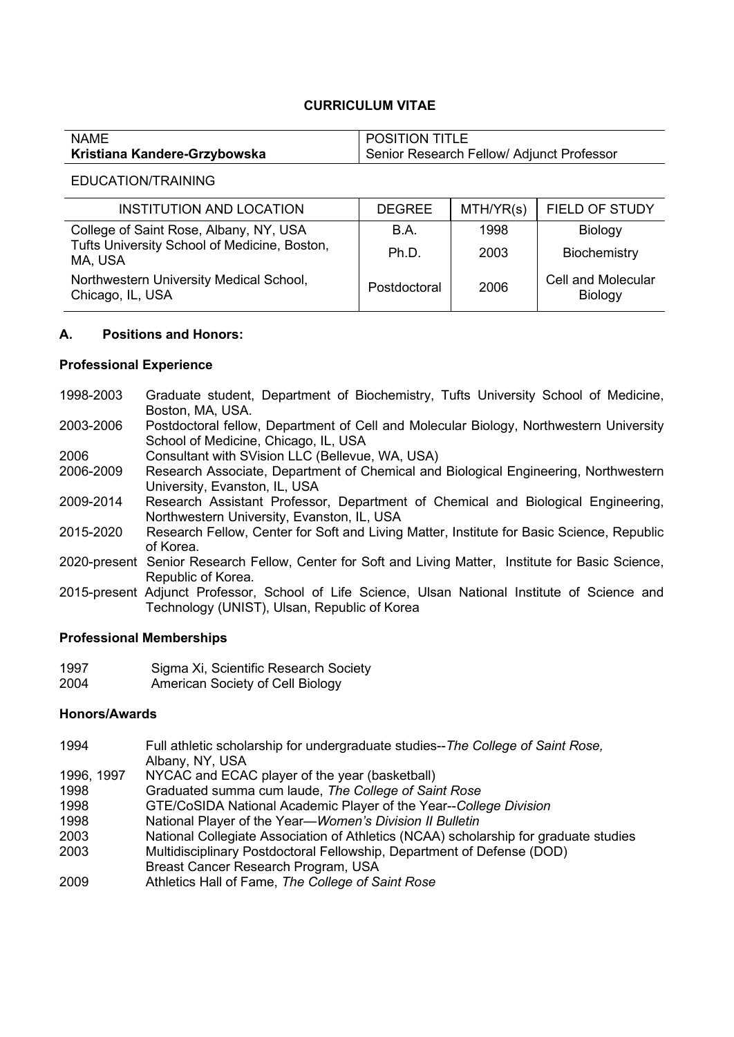# CURRICULUM VITAE

| NAME | POSITION TITLE |
|---|---|
| **Kristiana Kandere-Grzybowska** | Senior Research Fellow/ Adjunct Professor |

EDUCATION/TRAINING

| INSTITUTION AND LOCATION | DEGREE | MTH/YR(s) | FIELD OF STUDY |
|---|---|---|---|
| College of Saint Rose, Albany, NY, USA | B.A. | 1998 | Biology |
| Tufts University School of Medicine, Boston, MA, USA | Ph.D. | 2003 | Biochemistry |
| Northwestern University Medical School, Chicago, IL, USA | Postdoctoral | 2006 | Cell and Molecular Biology |

## A. Positions and Honors:

### Professional Experience

| | |
|---|---|
| 1998-2003 | Graduate student, Department of Biochemistry, Tufts University School of Medicine, Boston, MA, USA. |
| 2003-2006 | Postdoctoral fellow, Department of Cell and Molecular Biology, Northwestern University School of Medicine, Chicago, IL, USA |
| 2006 | Consultant with SVision LLC (Bellevue, WA, USA) |
| 2006-2009 | Research Associate, Department of Chemical and Biological Engineering, Northwestern University, Evanston, IL, USA |
| 2009-2014 | Research Assistant Professor, Department of Chemical and Biological Engineering, Northwestern University, Evanston, IL, USA |
| 2015-2020 | Research Fellow, Center for Soft and Living Matter, Institute for Basic Science, Republic of Korea. |
| 2020-present | Senior Research Fellow, Center for Soft and Living Matter, Institute for Basic Science, Republic of Korea. |
| 2015-present | Adjunct Professor, School of Life Science, Ulsan National Institute of Science and Technology (UNIST), Ulsan, Republic of Korea |

### Professional Memberships

| | |
|---|---|
| 1997 | Sigma Xi, Scientific Research Society |
| 2004 | American Society of Cell Biology |

### Honors/Awards

| | |
|---|---|
| 1994 | Full athletic scholarship for undergraduate studies--*The College of Saint Rose,* Albany, NY, USA |
| 1996, 1997 | NYCAC and ECAC player of the year (basketball) |
| 1998 | Graduated summa cum laude, *The College of Saint Rose* |
| 1998 | GTE/CoSIDA National Academic Player of the Year--*College Division* |
| 1998 | National Player of the Year—*Women's Division II Bulletin* |
| 2003 | National Collegiate Association of Athletics (NCAA) scholarship for graduate studies |
| 2003 | Multidisciplinary Postdoctoral Fellowship, Department of Defense (DOD) Breast Cancer Research Program, USA |
| 2009 | Athletics Hall of Fame, *The College of Saint Rose* |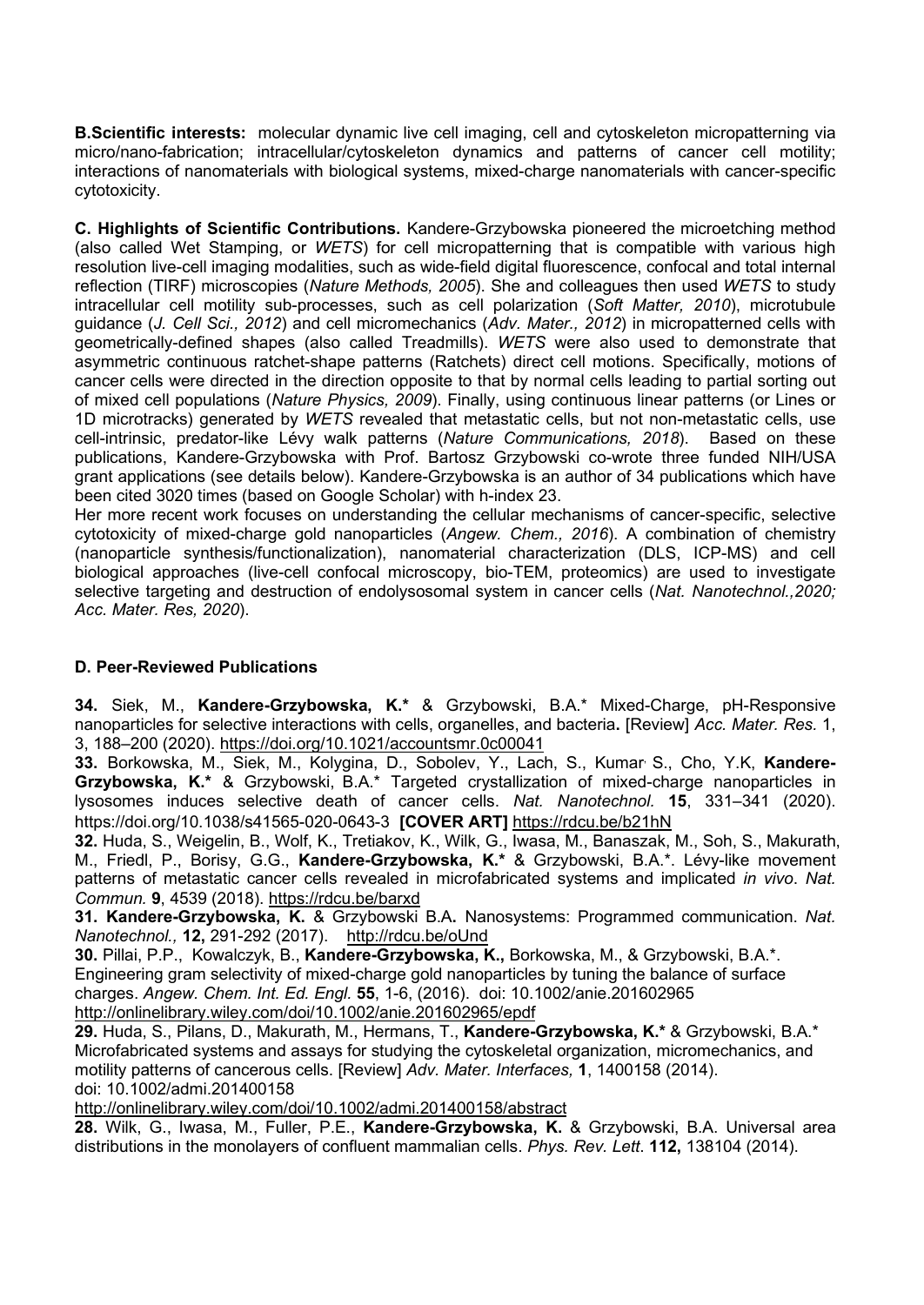**B.Scientific interests:** molecular dynamic live cell imaging, cell and cytoskeleton micropatterning via micro/nano-fabrication; intracellular/cytoskeleton dynamics and patterns of cancer cell motility; interactions of nanomaterials with biological systems, mixed-charge nanomaterials with cancer-specific cytotoxicity.

**C. Highlights of Scientific Contributions.** Kandere-Grzybowska pioneered the microetching method (also called Wet Stamping, or *WETS*) for cell micropatterning that is compatible with various high resolution live-cell imaging modalities, such as wide-field digital fluorescence, confocal and total internal reflection (TIRF) microscopies (*Nature Methods, 2005*). She and colleagues then used *WETS* to study intracellular cell motility sub-processes, such as cell polarization (*Soft Matter, 2010*), microtubule guidance (*J. Cell Sci., 2012*) and cell micromechanics (*Adv. Mater., 2012*) in micropatterned cells with geometrically-defined shapes (also called Treadmills). *WETS* were also used to demonstrate that asymmetric continuous ratchet-shape patterns (Ratchets) direct cell motions. Specifically, motions of cancer cells were directed in the direction opposite to that by normal cells leading to partial sorting out of mixed cell populations (*Nature Physics, 2009*). Finally, using continuous linear patterns (or Lines or 1D microtracks) generated by *WETS* revealed that metastatic cells, but not non-metastatic cells, use cell-intrinsic, predator-like Lévy walk patterns (*Nature Communications, 2018*). Based on these publications, Kandere-Grzybowska with Prof. Bartosz Grzybowski co-wrote three funded NIH/USA grant applications (see details below). Kandere-Grzybowska is an author of 34 publications which have been cited 3020 times (based on Google Scholar) with h-index 23.

Her more recent work focuses on understanding the cellular mechanisms of cancer-specific, selective cytotoxicity of mixed-charge gold nanoparticles (*Angew. Chem., 2016*). A combination of chemistry (nanoparticle synthesis/functionalization), nanomaterial characterization (DLS, ICP-MS) and cell biological approaches (live-cell confocal microscopy, bio-TEM, proteomics) are used to investigate selective targeting and destruction of endolysosomal system in cancer cells (*Nat. Nanotechnol.,2020; Acc. Mater. Res, 2020*).

**D. Peer-Reviewed Publications**

**34.** Siek, M., **Kandere-Grzybowska, K.*** & Grzybowski, B.A.* Mixed-Charge, pH-Responsive nanoparticles for selective interactions with cells, organelles, and bacteria**.** [Review] *Acc. Mater. Res.* 1, 3, 188–200 (2020). https://doi.org/10.1021/accountsmr.0c00041

**33.** Borkowska, M., Siek, M., Kolygina, D., Sobolev, Y., Lach, S., Kumar, S., Cho, Y.K, **Kandere-Grzybowska, K.*** & Grzybowski, B.A.* Targeted crystallization of mixed-charge nanoparticles in lysosomes induces selective death of cancer cells. *Nat. Nanotechnol.* **15**, 331–341 (2020). https://doi.org/10.1038/s41565-020-0643-3 **[COVER ART]** https://rdcu.be/b21hN

**32.** Huda, S., Weigelin, B., Wolf, K., Tretiakov, K., Wilk, G., Iwasa, M., Banaszak, M., Soh, S., Makurath, M., Friedl, P., Borisy, G.G., **Kandere-Grzybowska, K.*** & Grzybowski, B.A.*. Lévy-like movement patterns of metastatic cancer cells revealed in microfabricated systems and implicated *in vivo*. *Nat. Commun.* **9**, 4539 (2018). https://rdcu.be/barxd

**31. Kandere-Grzybowska, K.** & Grzybowski B.A**.** Nanosystems: Programmed communication. *Nat. Nanotechnol.,* **12,** 291-292 (2017). http://rdcu.be/oUnd

**30.** Pillai, P.P., Kowalczyk, B., **Kandere-Grzybowska, K.,** Borkowska, M., & Grzybowski, B.A.*. Engineering gram selectivity of mixed-charge gold nanoparticles by tuning the balance of surface charges. *Angew. Chem. Int. Ed. Engl.* **55**, 1-6, (2016). doi: 10.1002/anie.201602965 http://onlinelibrary.wiley.com/doi/10.1002/anie.201602965/epdf

**29.** Huda, S., Pilans, D., Makurath, M., Hermans, T., **Kandere-Grzybowska, K.*** & Grzybowski, B.A.* Microfabricated systems and assays for studying the cytoskeletal organization, micromechanics, and motility patterns of cancerous cells. [Review] *Adv. Mater. Interfaces,* **1**, 1400158 (2014). doi: 10.1002/admi.201400158
http://onlinelibrary.wiley.com/doi/10.1002/admi.201400158/abstract

**28.** Wilk, G., Iwasa, M., Fuller, P.E., **Kandere-Grzybowska, K.** & Grzybowski, B.A. Universal area distributions in the monolayers of confluent mammalian cells. *Phys. Rev. Lett*. **112,** 138104 (2014).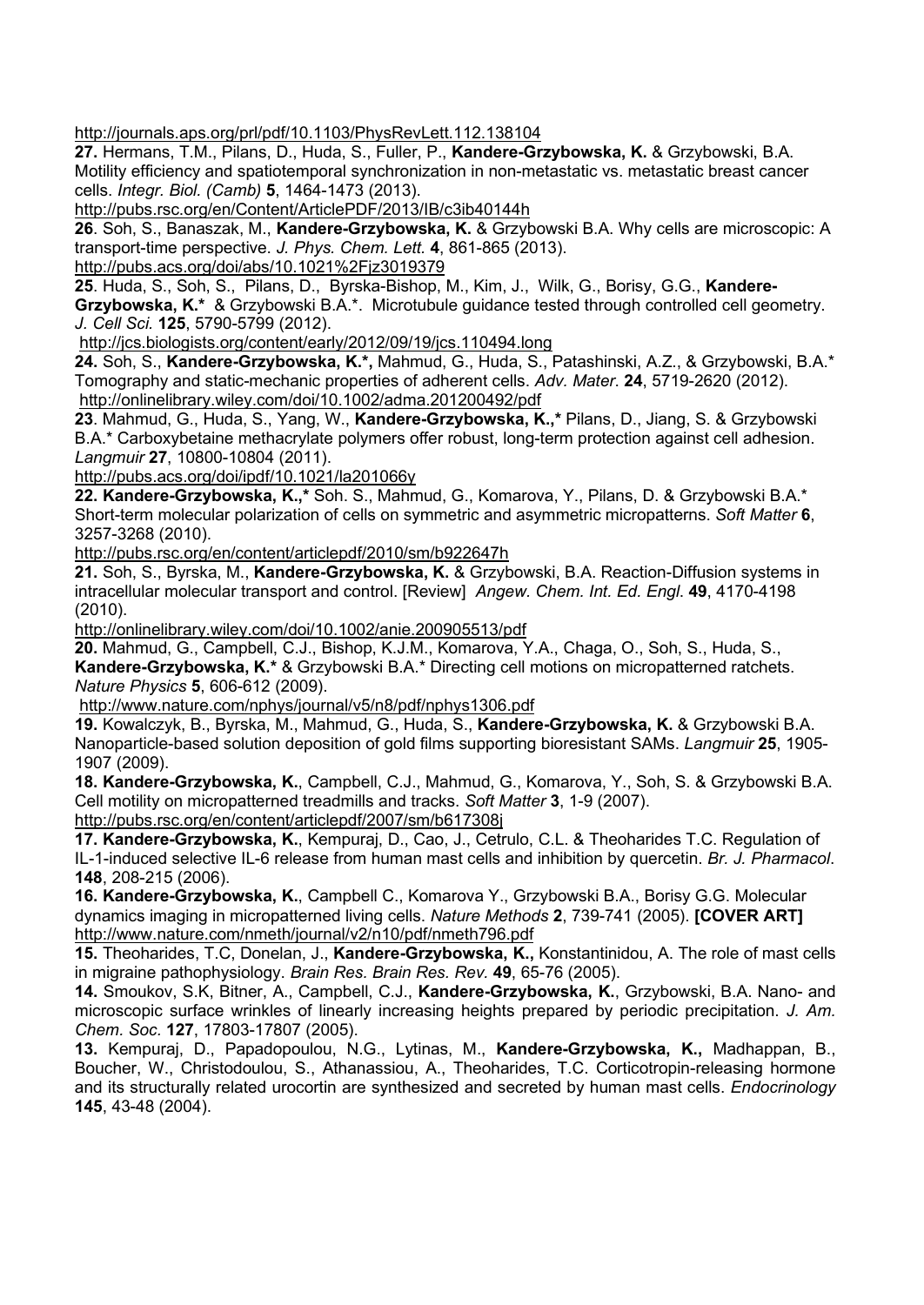http://journals.aps.org/prl/pdf/10.1103/PhysRevLett.112.138104

**27.** Hermans, T.M., Pilans, D., Huda, S., Fuller, P., **Kandere-Grzybowska, K.** & Grzybowski, B.A. Motility efficiency and spatiotemporal synchronization in non-metastatic vs. metastatic breast cancer cells. *Integr. Biol. (Camb)* **5**, 1464-1473 (2013).
http://pubs.rsc.org/en/Content/ArticlePDF/2013/IB/c3ib40144h

**26**. Soh, S., Banaszak, M., **Kandere-Grzybowska, K.** & Grzybowski B.A. Why cells are microscopic: A transport-time perspective. *J. Phys. Chem. Lett.* **4**, 861-865 (2013).
http://pubs.acs.org/doi/abs/10.1021%2Fjz3019379

**25**. Huda, S., Soh, S., Pilans, D., Byrska-Bishop, M., Kim, J., Wilk, G., Borisy, G.G., **Kandere-Grzybowska, K.*** & Grzybowski B.A.*. Microtubule guidance tested through controlled cell geometry. *J. Cell Sci.* **125**, 5790-5799 (2012).
http://jcs.biologists.org/content/early/2012/09/19/jcs.110494.long

**24.** Soh, S., **Kandere-Grzybowska, K.*,** Mahmud, G., Huda, S., Patashinski, A.Z., & Grzybowski, B.A.* Tomography and static-mechanic properties of adherent cells. *Adv. Mater*. **24**, 5719-2620 (2012).
http://onlinelibrary.wiley.com/doi/10.1002/adma.201200492/pdf

**23**. Mahmud, G., Huda, S., Yang, W., **Kandere-Grzybowska, K.,*** Pilans, D., Jiang, S. & Grzybowski B.A.* Carboxybetaine methacrylate polymers offer robust, long-term protection against cell adhesion. *Langmuir* **27**, 10800-10804 (2011).
http://pubs.acs.org/doi/ipdf/10.1021/la201066y

**22. Kandere-Grzybowska, K.,*** Soh. S., Mahmud, G., Komarova, Y., Pilans, D. & Grzybowski B.A.* Short-term molecular polarization of cells on symmetric and asymmetric micropatterns. *Soft Matter* **6**, 3257-3268 (2010).
http://pubs.rsc.org/en/content/articlepdf/2010/sm/b922647h

**21.** Soh, S., Byrska, M., **Kandere-Grzybowska, K.** & Grzybowski, B.A. Reaction-Diffusion systems in intracellular molecular transport and control. [Review] *Angew. Chem. Int. Ed. Engl.* **49**, 4170-4198 (2010).
http://onlinelibrary.wiley.com/doi/10.1002/anie.200905513/pdf

**20.** Mahmud, G., Campbell, C.J., Bishop, K.J.M., Komarova, Y.A., Chaga, O., Soh, S., Huda, S., **Kandere-Grzybowska, K.*** & Grzybowski B.A.* Directing cell motions on micropatterned ratchets. *Nature Physics* **5**, 606-612 (2009).
http://www.nature.com/nphys/journal/v5/n8/pdf/nphys1306.pdf

**19.** Kowalczyk, B., Byrska, M., Mahmud, G., Huda, S., **Kandere-Grzybowska, K.** & Grzybowski B.A. Nanoparticle-based solution deposition of gold films supporting bioresistant SAMs. *Langmuir* **25**, 1905-1907 (2009).

**18. Kandere-Grzybowska, K.**, Campbell, C.J., Mahmud, G., Komarova, Y., Soh, S. & Grzybowski B.A. Cell motility on micropatterned treadmills and tracks. *Soft Matter* **3**, 1-9 (2007).
http://pubs.rsc.org/en/content/articlepdf/2007/sm/b617308j

**17. Kandere-Grzybowska, K.**, Kempuraj, D., Cao, J., Cetrulo, C.L. & Theoharides T.C. Regulation of IL-1-induced selective IL-6 release from human mast cells and inhibition by quercetin. *Br. J. Pharmacol*. **148**, 208-215 (2006).

**16. Kandere-Grzybowska, K.**, Campbell C., Komarova Y., Grzybowski B.A., Borisy G.G. Molecular dynamics imaging in micropatterned living cells. *Nature Methods* **2**, 739-741 (2005). **[COVER ART]**
http://www.nature.com/nmeth/journal/v2/n10/pdf/nmeth796.pdf

**15.** Theoharides, T.C, Donelan, J., **Kandere-Grzybowska, K.,** Konstantinidou, A. The role of mast cells in migraine pathophysiology. *Brain Res. Brain Res. Rev.* **49**, 65-76 (2005).

**14.** Smoukov, S.K, Bitner, A., Campbell, C.J., **Kandere-Grzybowska, K.**, Grzybowski, B.A. Nano- and microscopic surface wrinkles of linearly increasing heights prepared by periodic precipitation. *J. Am. Chem. Soc.* **127**, 17803-17807 (2005).

**13.** Kempuraj, D., Papadopoulou, N.G., Lytinas, M., **Kandere-Grzybowska, K.,** Madhappan, B., Boucher, W., Christodoulou, S., Athanassiou, A., Theoharides, T.C. Corticotropin-releasing hormone and its structurally related urocortin are synthesized and secreted by human mast cells. *Endocrinology* **145**, 43-48 (2004).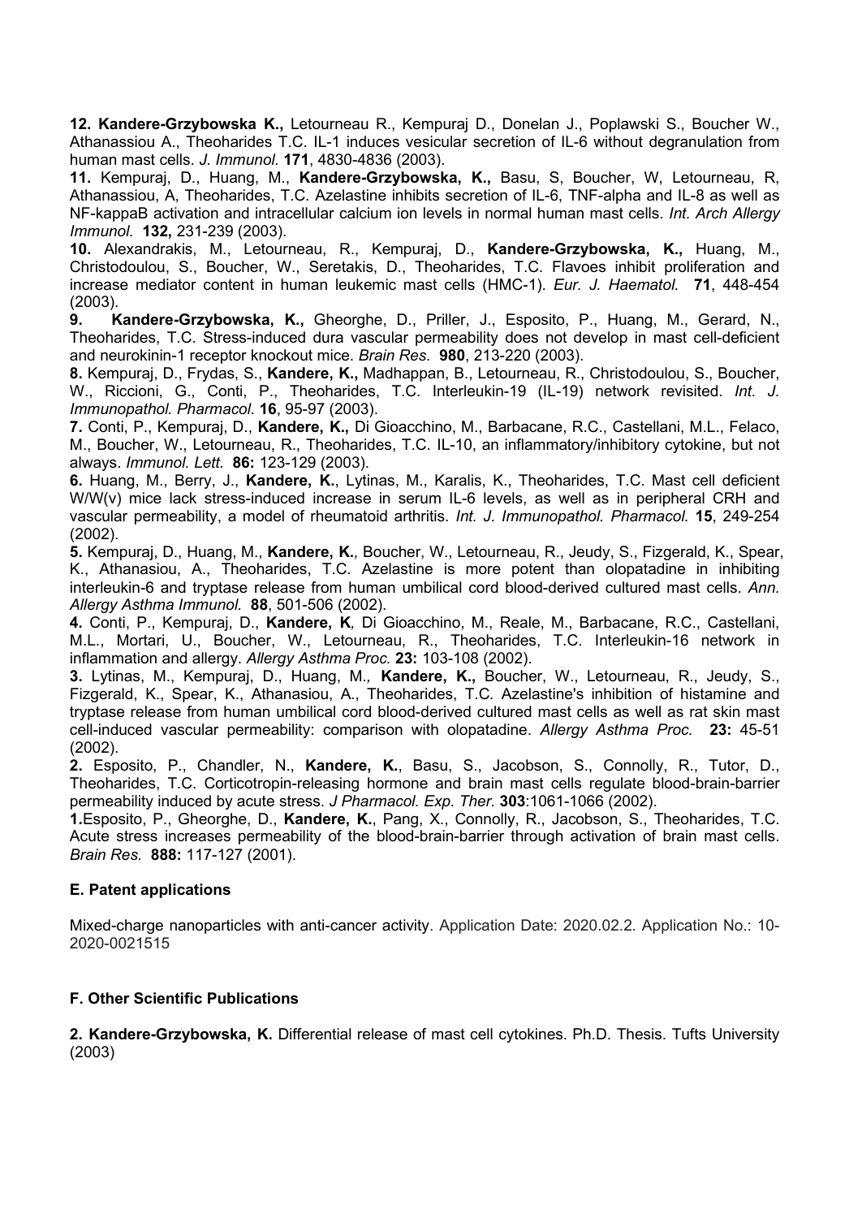**12. Kandere-Grzybowska K.,** Letourneau R., Kempuraj D., Donelan J., Poplawski S., Boucher W., Athanassiou A., Theoharides T.C. IL-1 induces vesicular secretion of IL-6 without degranulation from human mast cells. *J. Immunol.* **171**, 4830-4836 (2003).

**11.** Kempuraj, D., Huang, M., **Kandere-Grzybowska, K.,** Basu, S, Boucher, W, Letourneau, R, Athanassiou, A, Theoharides, T.C. Azelastine inhibits secretion of IL-6, TNF-alpha and IL-8 as well as NF-kappaB activation and intracellular calcium ion levels in normal human mast cells. *Int. Arch Allergy Immunol.* **132,** 231-239 (2003).

**10.** Alexandrakis, M., Letourneau, R., Kempuraj, D., **Kandere-Grzybowska, K.,** Huang, M., Christodoulou, S., Boucher, W., Seretakis, D., Theoharides, T.C. Flavoes inhibit proliferation and increase mediator content in human leukemic mast cells (HMC-1). *Eur. J. Haematol.* **71**, 448-454 (2003).

**9. Kandere-Grzybowska, K.,** Gheorghe, D., Priller, J., Esposito, P., Huang, M., Gerard, N., Theoharides, T.C. Stress-induced dura vascular permeability does not develop in mast cell-deficient and neurokinin-1 receptor knockout mice. *Brain Res.* **980**, 213-220 (2003).

**8.** Kempuraj, D., Frydas, S., **Kandere, K.,** Madhappan, B., Letourneau, R., Christodoulou, S., Boucher, W., Riccioni, G., Conti, P., Theoharides, T.C. Interleukin-19 (IL-19) network revisited. *Int. J. Immunopathol. Pharmacol.* **16**, 95-97 (2003).

**7.** Conti, P., Kempuraj, D., **Kandere, K.,** Di Gioacchino, M., Barbacane, R.C., Castellani, M.L., Felaco, M., Boucher, W., Letourneau, R., Theoharides, T.C. IL-10, an inflammatory/inhibitory cytokine, but not always. *Immunol. Lett.* **86:** 123-129 (2003).

**6.** Huang, M., Berry, J., **Kandere, K.**, Lytinas, M., Karalis, K., Theoharides, T.C. Mast cell deficient W/W(v) mice lack stress-induced increase in serum IL-6 levels, as well as in peripheral CRH and vascular permeability, a model of rheumatoid arthritis. *Int. J. Immunopathol. Pharmacol.* **15**, 249-254 (2002).

**5.** Kempuraj, D., Huang, M., **Kandere, K.***,* Boucher, W., Letourneau, R., Jeudy, S., Fizgerald, K., Spear, K., Athanasiou, A., Theoharides, T.C. Azelastine is more potent than olopatadine in inhibiting interleukin-6 and tryptase release from human umbilical cord blood-derived cultured mast cells. *Ann. Allergy Asthma Immunol.* **88**, 501-506 (2002).

**4.** Conti, P., Kempuraj, D., **Kandere, K***,* Di Gioacchino, M., Reale, M., Barbacane, R.C., Castellani, M.L., Mortari, U., Boucher, W., Letourneau, R., Theoharides, T.C. Interleukin-16 network in inflammation and allergy. *Allergy Asthma Proc.* **23:** 103-108 (2002).

**3.** Lytinas, M., Kempuraj, D., Huang, M.*,* **Kandere, K.,** Boucher, W., Letourneau, R., Jeudy, S., Fizgerald, K., Spear, K., Athanasiou, A., Theoharides, T.C*.* Azelastine's inhibition of histamine and tryptase release from human umbilical cord blood-derived cultured mast cells as well as rat skin mast cell-induced vascular permeability: comparison with olopatadine. *Allergy Asthma Proc.* **23:** 45-51 (2002).

**2.** Esposito, P., Chandler, N., **Kandere, K.**, Basu, S., Jacobson, S., Connolly, R., Tutor, D., Theoharides, T.C. Corticotropin-releasing hormone and brain mast cells regulate blood-brain-barrier permeability induced by acute stress. *J Pharmacol. Exp. Ther.* **303**:1061-1066 (2002).

**1.**Esposito, P., Gheorghe, D., **Kandere, K.**, Pang, X., Connolly, R., Jacobson, S., Theoharides, T.C. Acute stress increases permeability of the blood-brain-barrier through activation of brain mast cells. *Brain Res.* **888:** 117-127 (2001).

### E. Patent applications

Mixed-charge nanoparticles with anti-cancer activity. Application Date: 2020.02.2. Application No.: 10-2020-0021515

### F. Other Scientific Publications

**2. Kandere-Grzybowska, K.** Differential release of mast cell cytokines. Ph.D. Thesis. Tufts University (2003)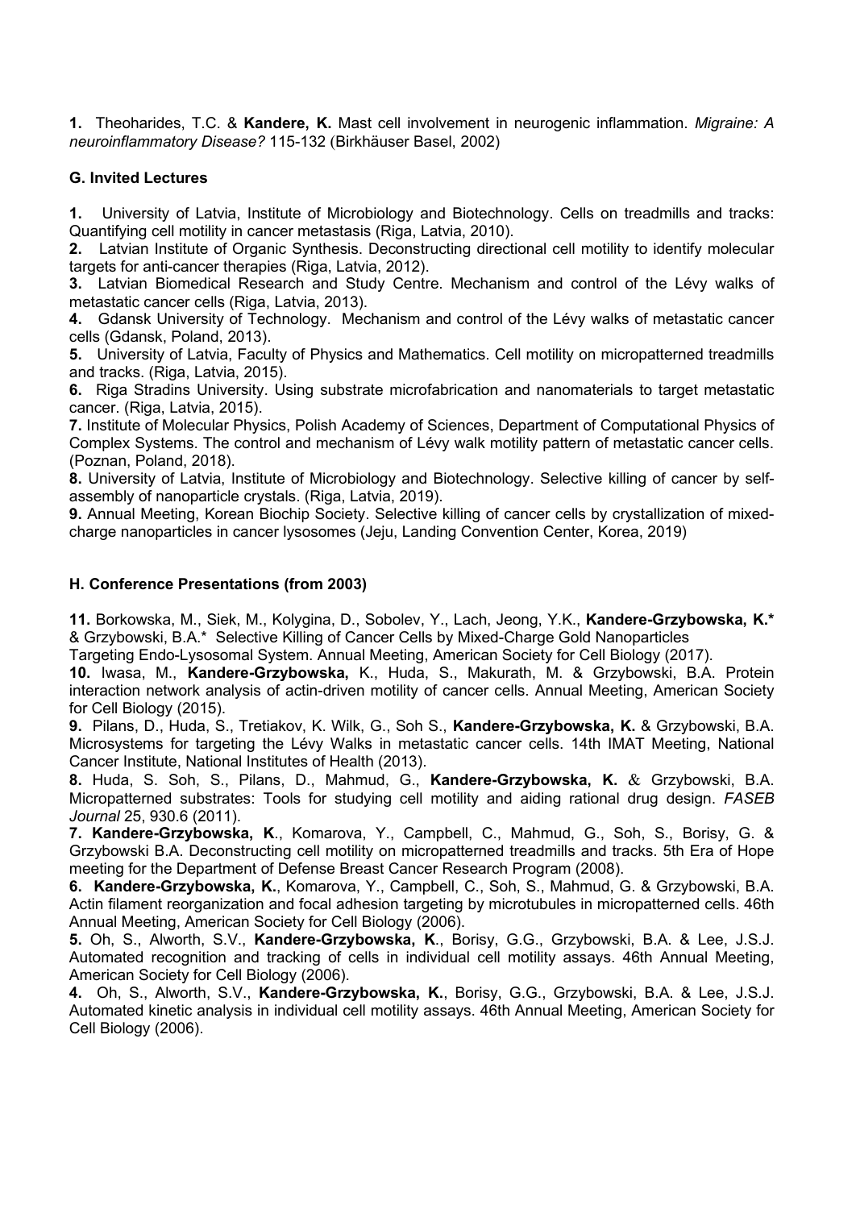**1.** Theoharides, T.C. & **Kandere, K.** Mast cell involvement in neurogenic inflammation. *Migraine: A neuroinflammatory Disease?* 115-132 (Birkhäuser Basel, 2002)

### G. Invited Lectures

**1.** University of Latvia, Institute of Microbiology and Biotechnology. Cells on treadmills and tracks: Quantifying cell motility in cancer metastasis (Riga, Latvia, 2010).
**2.** Latvian Institute of Organic Synthesis. Deconstructing directional cell motility to identify molecular targets for anti-cancer therapies (Riga, Latvia, 2012).
**3.** Latvian Biomedical Research and Study Centre. Mechanism and control of the Lévy walks of metastatic cancer cells (Riga, Latvia, 2013).
**4.** Gdansk University of Technology. Mechanism and control of the Lévy walks of metastatic cancer cells (Gdansk, Poland, 2013).
**5.** University of Latvia, Faculty of Physics and Mathematics. Cell motility on micropatterned treadmills and tracks. (Riga, Latvia, 2015).
**6.** Riga Stradins University. Using substrate microfabrication and nanomaterials to target metastatic cancer. (Riga, Latvia, 2015).
**7.** Institute of Molecular Physics, Polish Academy of Sciences, Department of Computational Physics of Complex Systems. The control and mechanism of Lévy walk motility pattern of metastatic cancer cells. (Poznan, Poland, 2018).
**8.** University of Latvia, Institute of Microbiology and Biotechnology. Selective killing of cancer by self-assembly of nanoparticle crystals. (Riga, Latvia, 2019).
**9.** Annual Meeting, Korean Biochip Society. Selective killing of cancer cells by crystallization of mixed-charge nanoparticles in cancer lysosomes (Jeju, Landing Convention Center, Korea, 2019)

### H. Conference Presentations (from 2003)

**11.** Borkowska, M., Siek, M., Kolygina, D., Sobolev, Y., Lach, Jeong, Y.K., **Kandere-Grzybowska, K.*** & Grzybowski, B.A.* Selective Killing of Cancer Cells by Mixed-Charge Gold Nanoparticles Targeting Endo-Lysosomal System. Annual Meeting, American Society for Cell Biology (2017).
**10.** Iwasa, M., **Kandere-Grzybowska,** K., Huda, S., Makurath, M. & Grzybowski, B.A. Protein interaction network analysis of actin-driven motility of cancer cells. Annual Meeting, American Society for Cell Biology (2015).
**9.** Pilans, D., Huda, S., Tretiakov, K. Wilk, G., Soh S., **Kandere-Grzybowska, K.** & Grzybowski, B.A. Microsystems for targeting the Lévy Walks in metastatic cancer cells. 14th IMAT Meeting, National Cancer Institute, National Institutes of Health (2013).
**8.** Huda, S. Soh, S., Pilans, D., Mahmud, G., **Kandere-Grzybowska, K.** & Grzybowski, B.A. Micropatterned substrates: Tools for studying cell motility and aiding rational drug design. *FASEB Journal* 25, 930.6 (2011).
**7. Kandere-Grzybowska, K**., Komarova, Y., Campbell, C., Mahmud, G., Soh, S., Borisy, G. & Grzybowski B.A. Deconstructing cell motility on micropatterned treadmills and tracks. 5th Era of Hope meeting for the Department of Defense Breast Cancer Research Program (2008).
**6. Kandere-Grzybowska, K.**, Komarova, Y., Campbell, C., Soh, S., Mahmud, G. & Grzybowski, B.A. Actin filament reorganization and focal adhesion targeting by microtubules in micropatterned cells. 46th Annual Meeting, American Society for Cell Biology (2006).
**5.** Oh, S., Alworth, S.V., **Kandere-Grzybowska, K**., Borisy, G.G., Grzybowski, B.A. & Lee, J.S.J. Automated recognition and tracking of cells in individual cell motility assays. 46th Annual Meeting, American Society for Cell Biology (2006).
**4.** Oh, S., Alworth, S.V., **Kandere-Grzybowska, K.**, Borisy, G.G., Grzybowski, B.A. & Lee, J.S.J. Automated kinetic analysis in individual cell motility assays. 46th Annual Meeting, American Society for Cell Biology (2006).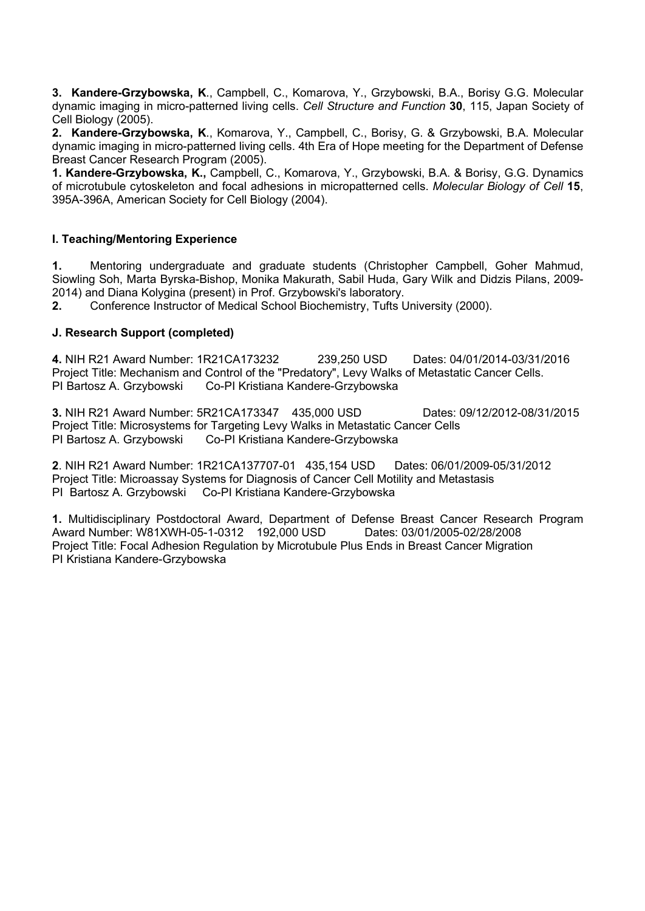**3. Kandere-Grzybowska, K**., Campbell, C., Komarova, Y., Grzybowski, B.A., Borisy G.G. Molecular dynamic imaging in micro-patterned living cells. *Cell Structure and Function* **30**, 115, Japan Society of Cell Biology (2005).

**2. Kandere-Grzybowska, K**., Komarova, Y., Campbell, C., Borisy, G. & Grzybowski, B.A. Molecular dynamic imaging in micro-patterned living cells. 4th Era of Hope meeting for the Department of Defense Breast Cancer Research Program (2005).

**1. Kandere-Grzybowska, K.,** Campbell, C., Komarova, Y., Grzybowski, B.A. & Borisy, G.G. Dynamics of microtubule cytoskeleton and focal adhesions in micropatterned cells. *Molecular Biology of Cell* **15**, 395A-396A, American Society for Cell Biology (2004).

### I. Teaching/Mentoring Experience

**1.** Mentoring undergraduate and graduate students (Christopher Campbell, Goher Mahmud, Siowling Soh, Marta Byrska-Bishop, Monika Makurath, Sabil Huda, Gary Wilk and Didzis Pilans, 2009-2014) and Diana Kolygina (present) in Prof. Grzybowski's laboratory.

**2.** Conference Instructor of Medical School Biochemistry, Tufts University (2000).

### J. Research Support (completed)

**4.** NIH R21 Award Number: 1R21CA173232 239,250 USD Dates: 04/01/2014-03/31/2016
Project Title: Mechanism and Control of the "Predatory", Levy Walks of Metastatic Cancer Cells.
PI Bartosz A. Grzybowski Co-PI Kristiana Kandere-Grzybowska

**3.** NIH R21 Award Number: 5R21CA173347 435,000 USD Dates: 09/12/2012-08/31/2015
Project Title: Microsystems for Targeting Levy Walks in Metastatic Cancer Cells
PI Bartosz A. Grzybowski Co-PI Kristiana Kandere-Grzybowska

**2**. NIH R21 Award Number: 1R21CA137707-01 435,154 USD Dates: 06/01/2009-05/31/2012
Project Title: Microassay Systems for Diagnosis of Cancer Cell Motility and Metastasis
PI Bartosz A. Grzybowski Co-PI Kristiana Kandere-Grzybowska

**1.** Multidisciplinary Postdoctoral Award, Department of Defense Breast Cancer Research Program Award Number: W81XWH-05-1-0312 192,000 USD Dates: 03/01/2005-02/28/2008
Project Title: Focal Adhesion Regulation by Microtubule Plus Ends in Breast Cancer Migration
PI Kristiana Kandere-Grzybowska